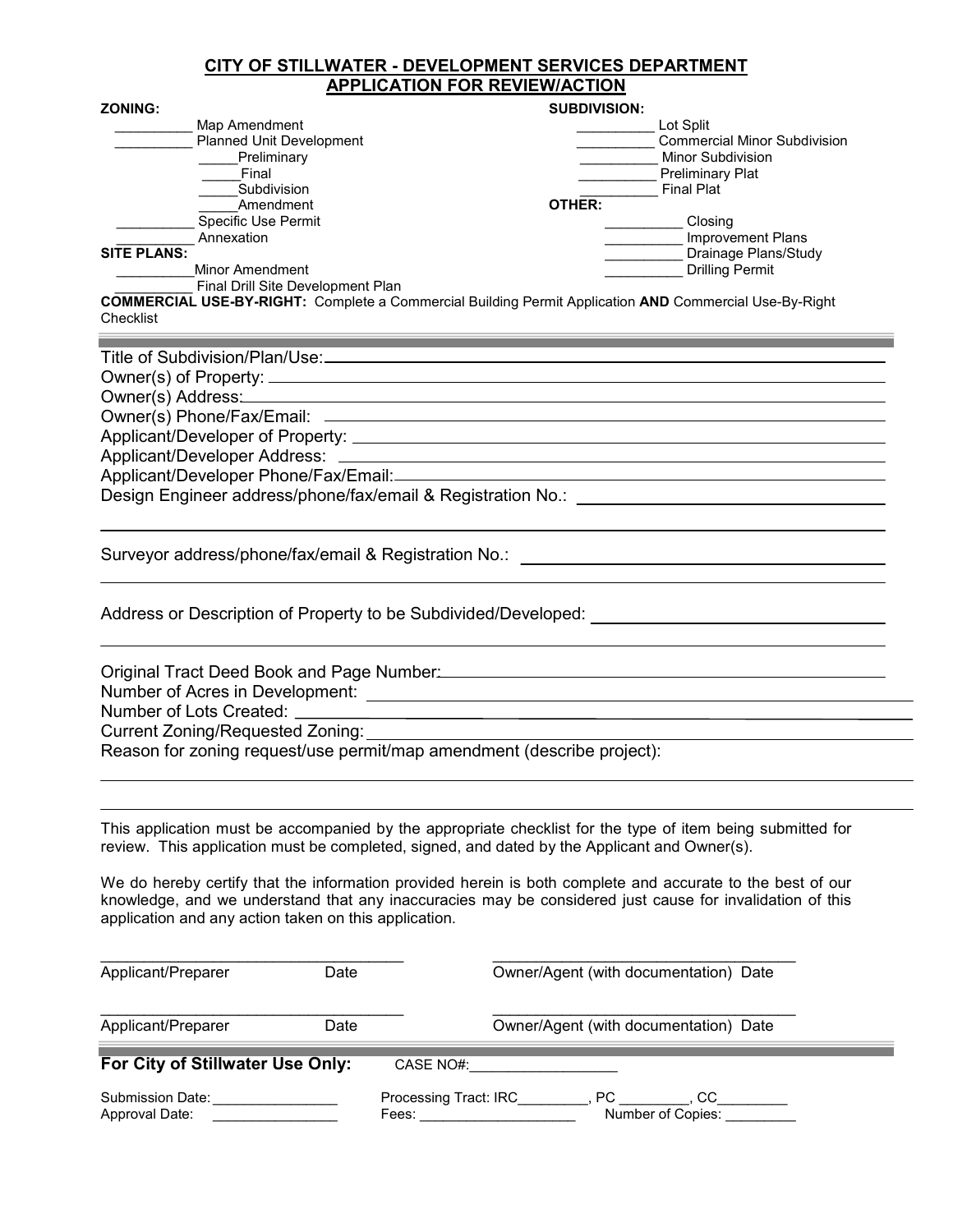## CITY OF STILLWATER - DEVELOPMENT SERVICES DEPARTMENT
## APPLICATION FOR REVIEW/ACTION

**ZONING:**

- __________ Map Amendment
- __________ Planned Unit Development
  - _____Preliminary
  - _____Final
  - _____Subdivision
  - _____Amendment
- __________ Specific Use Permit
- __________ Annexation

**SITE PLANS:**

- __________Minor Amendment
- __________ Final Drill Site Development Plan

**SUBDIVISION:**

- __________ Lot Split
- __________ Commercial Minor Subdivision
- __________ Minor Subdivision
- __________ Preliminary Plat
- __________ Final Plat

**OTHER:**

- __________ Closing
- __________ Improvement Plans
- __________ Drainage Plans/Study
- __________ Drilling Permit

**COMMERCIAL USE-BY-RIGHT:** Complete a Commercial Building Permit Application **AND** Commercial Use-By-Right Checklist

---

Title of Subdivision/Plan/Use: ______________________________

Owner(s) of Property: ______________________________

Owner(s) Address: ______________________________

Owner(s) Phone/Fax/Email: ______________________________

Applicant/Developer of Property: ______________________________

Applicant/Developer Address: ______________________________

Applicant/Developer Phone/Fax/Email: ______________________________

Design Engineer address/phone/fax/email & Registration No.: ______________________________

______________________________

Surveyor address/phone/fax/email & Registration No.: ______________________________

______________________________

Address or Description of Property to be Subdivided/Developed: ______________________________

______________________________

Original Tract Deed Book and Page Number: ______________________________

Number of Acres in Development: ______________________________

Number of Lots Created: ______________________________

Current Zoning/Requested Zoning: ______________________________

Reason for zoning request/use permit/map amendment (describe project):

______________________________

______________________________

This application must be accompanied by the appropriate checklist for the type of item being submitted for review. This application must be completed, signed, and dated by the Applicant and Owner(s).

We do hereby certify that the information provided herein is both complete and accurate to the best of our knowledge, and we understand that any inaccuracies may be considered just cause for invalidation of this application and any action taken on this application.

| | |
|---|---|
| ______________________________ | ______________________________ |
| Applicant/Preparer          Date | Owner/Agent (with documentation)  Date |
| ______________________________ | ______________________________ |
| Applicant/Preparer          Date | Owner/Agent (with documentation)  Date |

---

**For City of Stillwater Use Only:** CASE NO#:__________________

Submission Date: ________________ Processing Tract: IRC_________, PC _________, CC_________

Approval Date: ________________ Fees: ____________________ Number of Copies: _________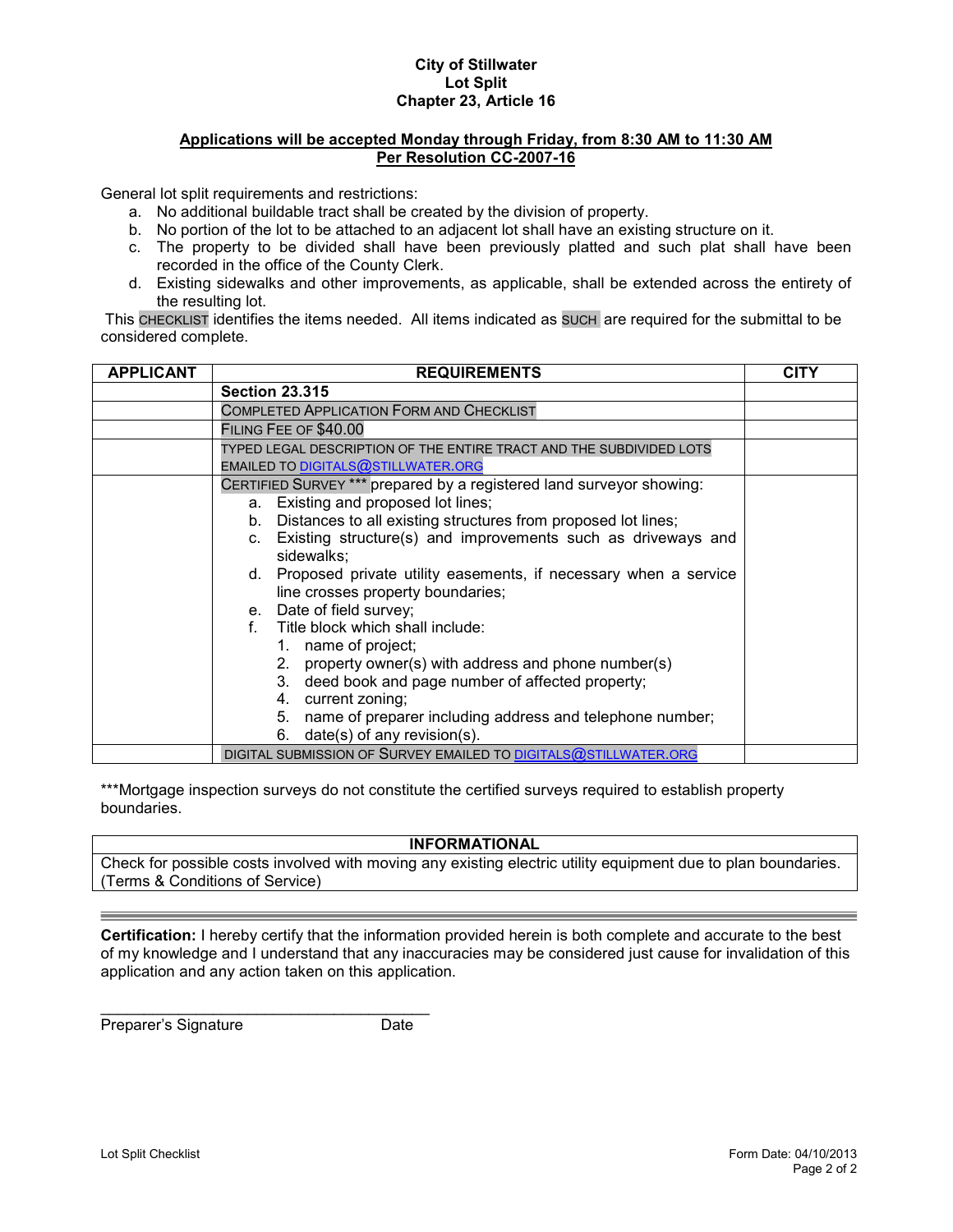**City of Stillwater**
**Lot Split**
**Chapter 23, Article 16**

**Applications will be accepted Monday through Friday, from 8:30 AM to 11:30 AM**
**Per Resolution CC-2007-16**

General lot split requirements and restrictions:

a. No additional buildable tract shall be created by the division of property.
b. No portion of the lot to be attached to an adjacent lot shall have an existing structure on it.
c. The property to be divided shall have been previously platted and such plat shall have been recorded in the office of the County Clerk.
d. Existing sidewalks and other improvements, as applicable, shall be extended across the entirety of the resulting lot.

This CHECKLIST identifies the items needed. All items indicated as SUCH are required for the submittal to be considered complete.

| APPLICANT | REQUIREMENTS | CITY |
|---|---|---|
| | **Section 23.315** | |
| | COMPLETED APPLICATION FORM AND CHECKLIST | |
| | FILING FEE OF $40.00 | |
| | TYPED LEGAL DESCRIPTION OF THE ENTIRE TRACT AND THE SUBDIVIDED LOTS EMAILED TO DIGITALS@STILLWATER.ORG | |
| | CERTIFIED SURVEY *** prepared by a registered land surveyor showing:<br>a. Existing and proposed lot lines;<br>b. Distances to all existing structures from proposed lot lines;<br>c. Existing structure(s) and improvements such as driveways and sidewalks;<br>d. Proposed private utility easements, if necessary when a service line crosses property boundaries;<br>e. Date of field survey;<br>f. Title block which shall include:<br>1. name of project;<br>2. property owner(s) with address and phone number(s)<br>3. deed book and page number of affected property;<br>4. current zoning;<br>5. name of preparer including address and telephone number;<br>6. date(s) of any revision(s). | |
| | DIGITAL SUBMISSION OF SURVEY EMAILED TO DIGITALS@STILLWATER.ORG | |

***Mortgage inspection surveys do not constitute the certified surveys required to establish property boundaries.

| INFORMATIONAL |
|---|
| Check for possible costs involved with moving any existing electric utility equipment due to plan boundaries. (Terms & Conditions of Service) |

---

**Certification:** I hereby certify that the information provided herein is both complete and accurate to the best of my knowledge and I understand that any inaccuracies may be considered just cause for invalidation of this application and any action taken on this application.

\_\_\_\_\_\_\_\_\_\_\_\_\_\_\_\_\_\_\_\_\_\_\_\_\_\_\_\_\_\_\_\_\_\_\_\_\_\_\_\_

Preparer's Signature                    Date

Lot Split Checklist                                                                 Form Date: 04/10/2013